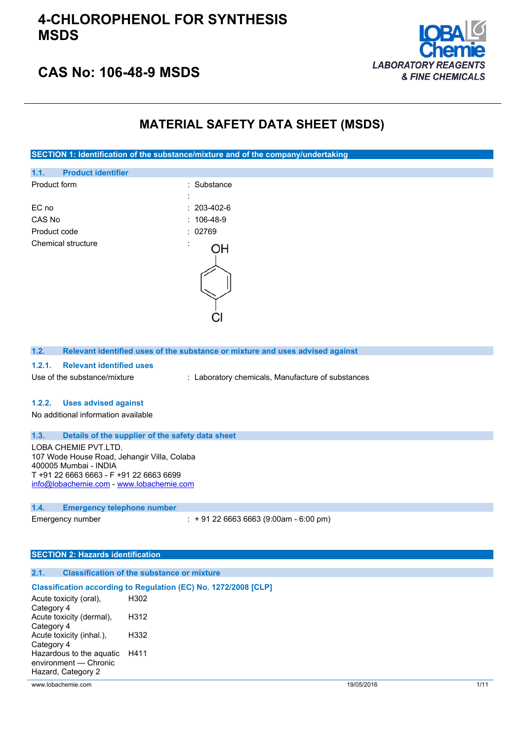# 4-CHLOROPHENOL FOR SYNTHESIS MSDS

## CAS No: 106-48-9 MSDS

LOBA Chemie
LABORATORY REAGENTS & FINE CHEMICALS

# MATERIAL SAFETY DATA SHEET (MSDS)

## SECTION 1: Identification of the substance/mixture and of the company/undertaking

### 1.1. Product identifier

| | |
|---|---|
| Product form | : Substance |
| | : |
| EC no | : 203-402-6 |
| CAS No | : 106-48-9 |
| Product code | : 02769 |
| Chemical structure | : |

### 1.2. Relevant identified uses of the substance or mixture and uses advised against

#### 1.2.1. Relevant identified uses

Use of the substance/mixture : Laboratory chemicals, Manufacture of substances

#### 1.2.2. Uses advised against

No additional information available

### 1.3. Details of the supplier of the safety data sheet

LOBA CHEMIE PVT.LTD.
107 Wode House Road, Jehangir Villa, Colaba
400005 Mumbai - INDIA
T +91 22 6663 6663 - F +91 22 6663 6699
info@lobachemie.com - www.lobachemie.com

### 1.4. Emergency telephone number

Emergency number : + 91 22 6663 6663 (9:00am - 6:00 pm)

## SECTION 2: Hazards identification

### 2.1. Classification of the substance or mixture

**Classification according to Regulation (EC) No. 1272/2008 [CLP]**

| | |
|---|---|
| Acute toxicity (oral), Category 4 | H302 |
| Acute toxicity (dermal), Category 4 | H312 |
| Acute toxicity (inhal.), Category 4 | H332 |
| Hazardous to the aquatic environment — Chronic Hazard, Category 2 | H411 |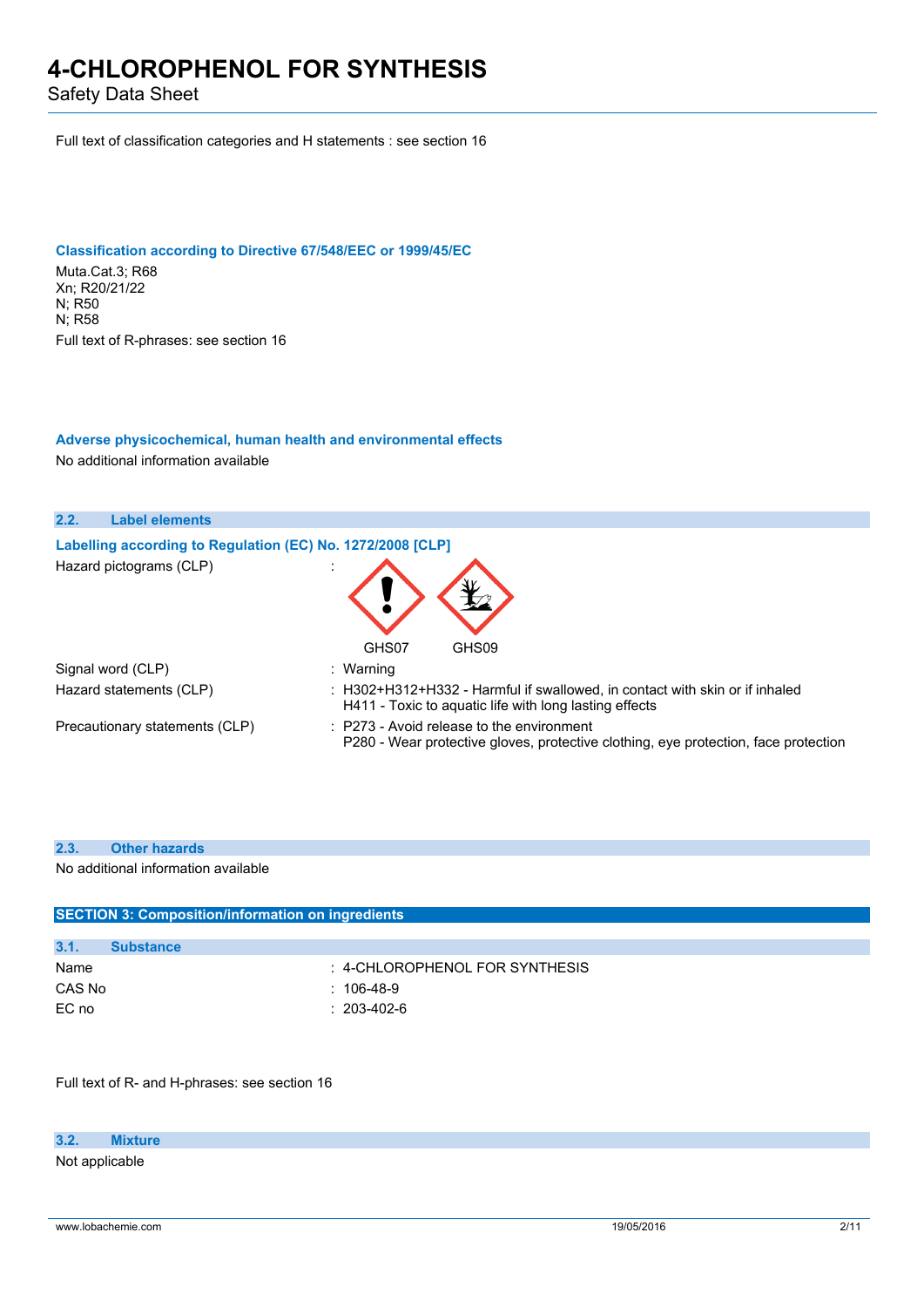Full text of classification categories and H statements : see section 16

### Classification according to Directive 67/548/EEC or 1999/45/EC

Muta.Cat.3; R68
Xn; R20/21/22
N; R50
N; R58

Full text of R-phrases: see section 16

### Adverse physicochemical, human health and environmental effects

No additional information available

## 2.2. Label elements

### Labelling according to Regulation (EC) No. 1272/2008 [CLP]

Hazard pictograms (CLP) :

GHS07 GHS09

| | |
|---|---|
| Signal word (CLP) | : Warning |
| Hazard statements (CLP) | : H302+H312+H332 - Harmful if swallowed, in contact with skin or if inhaled<br>H411 - Toxic to aquatic life with long lasting effects |
| Precautionary statements (CLP) | : P273 - Avoid release to the environment<br>P280 - Wear protective gloves, protective clothing, eye protection, face protection |

## 2.3. Other hazards

No additional information available

# SECTION 3: Composition/information on ingredients

## 3.1. Substance

| | |
|---|---|
| Name | : 4-CHLOROPHENOL FOR SYNTHESIS |
| CAS No | : 106-48-9 |
| EC no | : 203-402-6 |

Full text of R- and H-phrases: see section 16

## 3.2. Mixture

Not applicable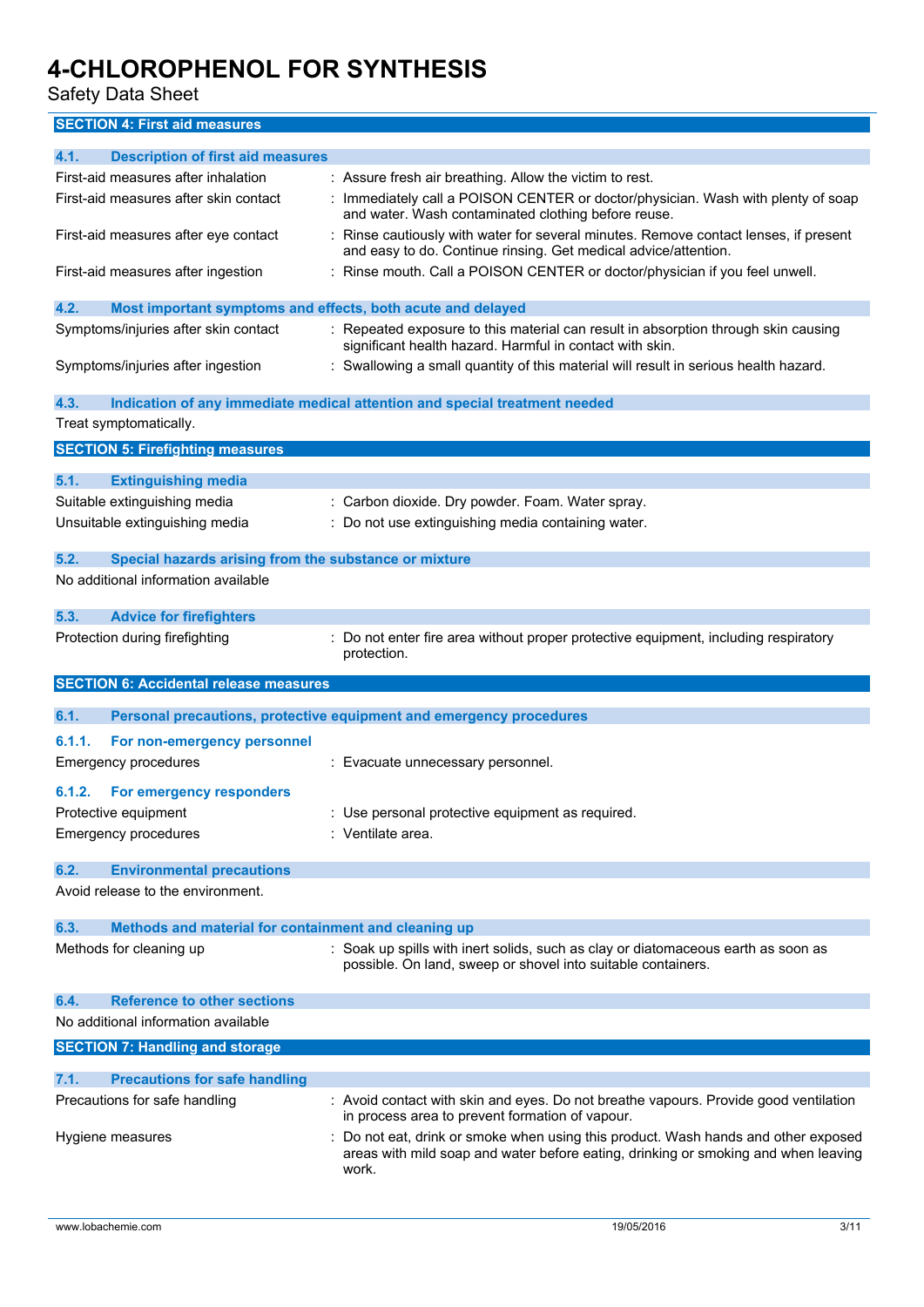## SECTION 4: First aid measures

### 4.1. Description of first aid measures

| | |
|---|---|
| First-aid measures after inhalation | : Assure fresh air breathing. Allow the victim to rest. |
| First-aid measures after skin contact | : Immediately call a POISON CENTER or doctor/physician. Wash with plenty of soap and water. Wash contaminated clothing before reuse. |
| First-aid measures after eye contact | : Rinse cautiously with water for several minutes. Remove contact lenses, if present and easy to do. Continue rinsing. Get medical advice/attention. |
| First-aid measures after ingestion | : Rinse mouth. Call a POISON CENTER or doctor/physician if you feel unwell. |

### 4.2. Most important symptoms and effects, both acute and delayed

| | |
|---|---|
| Symptoms/injuries after skin contact | : Repeated exposure to this material can result in absorption through skin causing significant health hazard. Harmful in contact with skin. |
| Symptoms/injuries after ingestion | : Swallowing a small quantity of this material will result in serious health hazard. |

### 4.3. Indication of any immediate medical attention and special treatment needed

Treat symptomatically.

## SECTION 5: Firefighting measures

### 5.1. Extinguishing media

| | |
|---|---|
| Suitable extinguishing media | : Carbon dioxide. Dry powder. Foam. Water spray. |
| Unsuitable extinguishing media | : Do not use extinguishing media containing water. |

### 5.2. Special hazards arising from the substance or mixture

No additional information available

### 5.3. Advice for firefighters

| | |
|---|---|
| Protection during firefighting | : Do not enter fire area without proper protective equipment, including respiratory protection. |

## SECTION 6: Accidental release measures

### 6.1. Personal precautions, protective equipment and emergency procedures

#### 6.1.1. For non-emergency personnel

| | |
|---|---|
| Emergency procedures | : Evacuate unnecessary personnel. |

#### 6.1.2. For emergency responders

| | |
|---|---|
| Protective equipment | : Use personal protective equipment as required. |
| Emergency procedures | : Ventilate area. |

### 6.2. Environmental precautions

Avoid release to the environment.

### 6.3. Methods and material for containment and cleaning up

| | |
|---|---|
| Methods for cleaning up | : Soak up spills with inert solids, such as clay or diatomaceous earth as soon as possible. On land, sweep or shovel into suitable containers. |

### 6.4. Reference to other sections

No additional information available

## SECTION 7: Handling and storage

### 7.1. Precautions for safe handling

| | |
|---|---|
| Precautions for safe handling | : Avoid contact with skin and eyes. Do not breathe vapours. Provide good ventilation in process area to prevent formation of vapour. |
| Hygiene measures | : Do not eat, drink or smoke when using this product. Wash hands and other exposed areas with mild soap and water before eating, drinking or smoking and when leaving work. |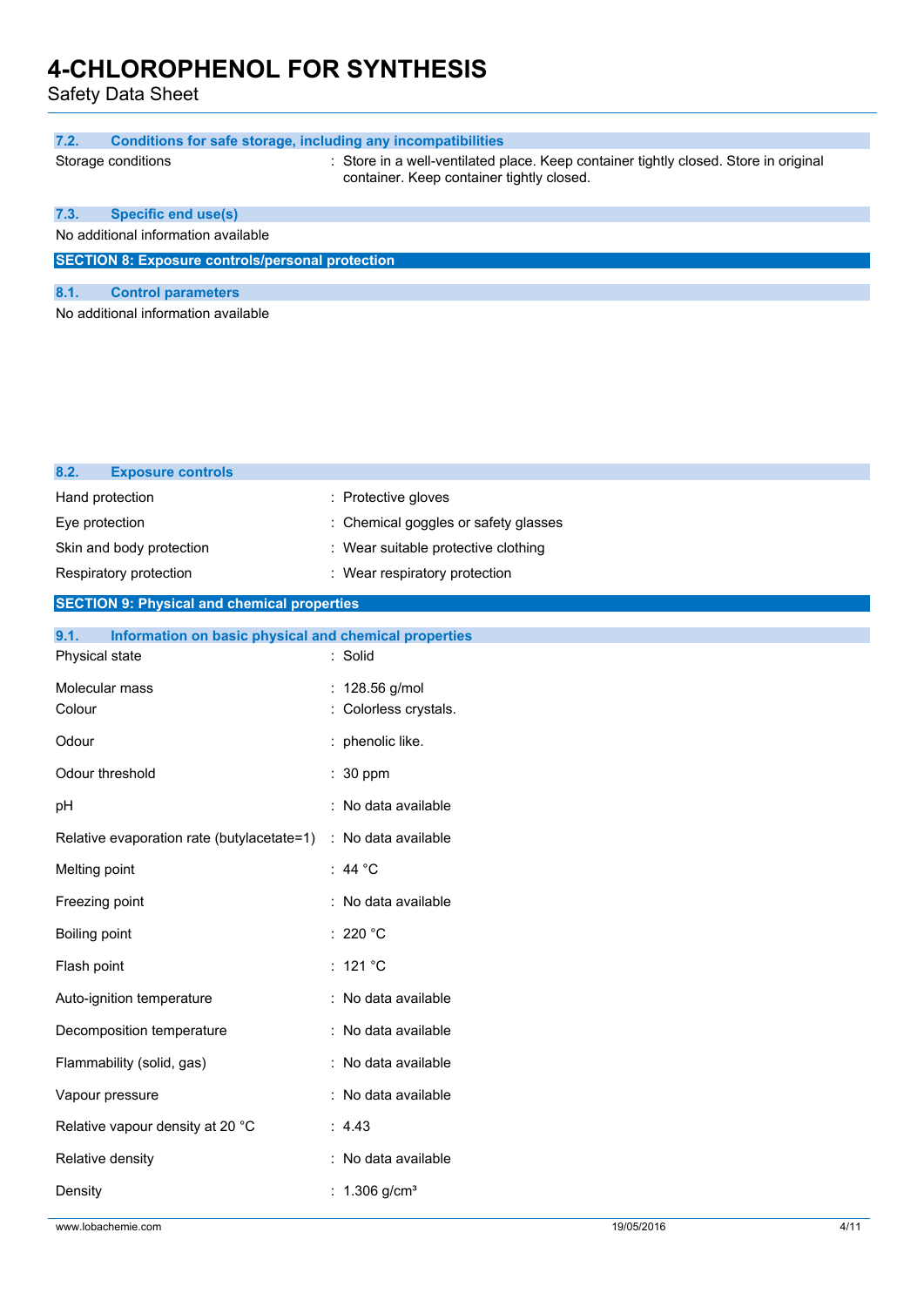### 7.2. Conditions for safe storage, including any incompatibilities

| | |
|---|---|
| Storage conditions | : Store in a well-ventilated place. Keep container tightly closed. Store in original container. Keep container tightly closed. |

### 7.3. Specific end use(s)

No additional information available

## SECTION 8: Exposure controls/personal protection

### 8.1. Control parameters

No additional information available

### 8.2. Exposure controls

| | |
|---|---|
| Hand protection | : Protective gloves |
| Eye protection | : Chemical goggles or safety glasses |
| Skin and body protection | : Wear suitable protective clothing |
| Respiratory protection | : Wear respiratory protection |

## SECTION 9: Physical and chemical properties

### 9.1. Information on basic physical and chemical properties

| | |
|---|---|
| Physical state | : Solid |
| Molecular mass | : 128.56 g/mol |
| Colour | : Colorless crystals. |
| Odour | : phenolic like. |
| Odour threshold | : 30 ppm |
| pH | : No data available |
| Relative evaporation rate (butylacetate=1) | : No data available |
| Melting point | : 44 °C |
| Freezing point | : No data available |
| Boiling point | : 220 °C |
| Flash point | : 121 °C |
| Auto-ignition temperature | : No data available |
| Decomposition temperature | : No data available |
| Flammability (solid, gas) | : No data available |
| Vapour pressure | : No data available |
| Relative vapour density at 20 °C | : 4.43 |
| Relative density | : No data available |
| Density | : 1.306 g/cm³ |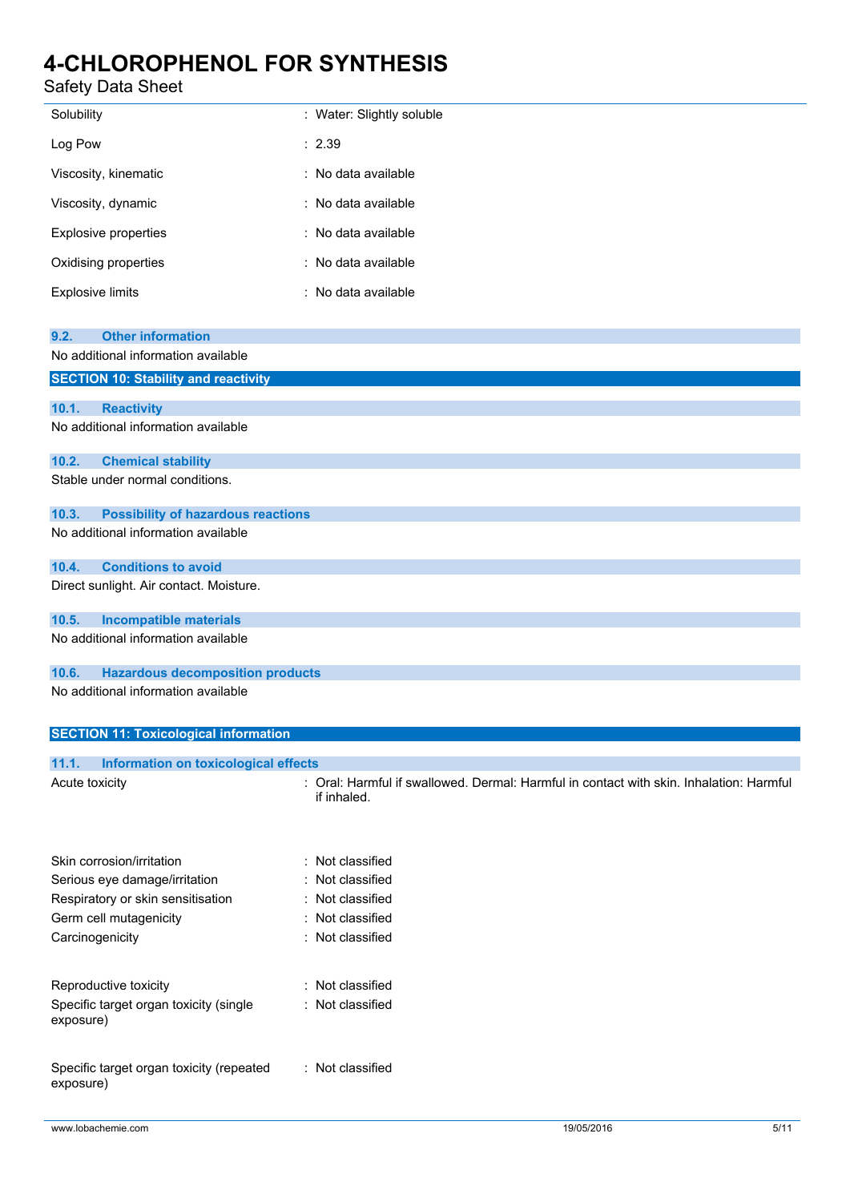| | |
|---|---|
| Solubility | : Water: Slightly soluble |
| Log Pow | : 2.39 |
| Viscosity, kinematic | : No data available |
| Viscosity, dynamic | : No data available |
| Explosive properties | : No data available |
| Oxidising properties | : No data available |
| Explosive limits | : No data available |

### 9.2. Other information

No additional information available

## SECTION 10: Stability and reactivity

### 10.1. Reactivity

No additional information available

### 10.2. Chemical stability

Stable under normal conditions.

### 10.3. Possibility of hazardous reactions

No additional information available

### 10.4. Conditions to avoid

Direct sunlight. Air contact. Moisture.

### 10.5. Incompatible materials

No additional information available

### 10.6. Hazardous decomposition products

No additional information available

## SECTION 11: Toxicological information

### 11.1. Information on toxicological effects

| | |
|---|---|
| Acute toxicity | : Oral: Harmful if swallowed. Dermal: Harmful in contact with skin. Inhalation: Harmful if inhaled. |
| Skin corrosion/irritation | : Not classified |
| Serious eye damage/irritation | : Not classified |
| Respiratory or skin sensitisation | : Not classified |
| Germ cell mutagenicity | : Not classified |
| Carcinogenicity | : Not classified |
| Reproductive toxicity | : Not classified |
| Specific target organ toxicity (single exposure) | : Not classified |
| Specific target organ toxicity (repeated exposure) | : Not classified |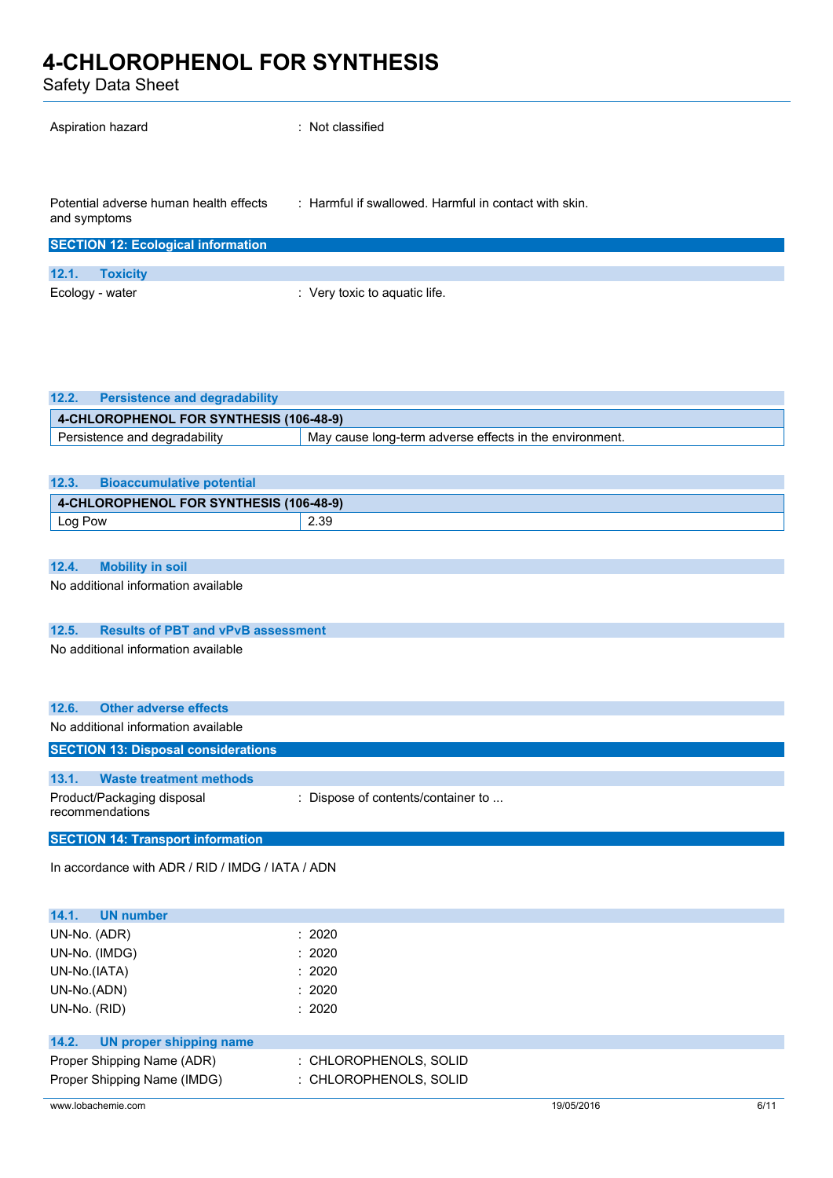Aspiration hazard : Not classified

Potential adverse human health effects and symptoms : Harmful if swallowed. Harmful in contact with skin.

## SECTION 12: Ecological information

### 12.1. Toxicity

Ecology - water : Very toxic to aquatic life.

### 12.2. Persistence and degradability

| 4-CHLOROPHENOL FOR SYNTHESIS (106-48-9) | |
|---|---|
| Persistence and degradability | May cause long-term adverse effects in the environment. |

### 12.3. Bioaccumulative potential

| 4-CHLOROPHENOL FOR SYNTHESIS (106-48-9) | |
|---|---|
| Log Pow | 2.39 |

### 12.4. Mobility in soil

No additional information available

### 12.5. Results of PBT and vPvB assessment

No additional information available

### 12.6. Other adverse effects

No additional information available

## SECTION 13: Disposal considerations

### 13.1. Waste treatment methods

Product/Packaging disposal recommendations : Dispose of contents/container to ...

## SECTION 14: Transport information

In accordance with ADR / RID / IMDG / IATA / ADN

### 14.1. UN number

UN-No. (ADR) : 2020

UN-No. (IMDG) : 2020

UN-No.(IATA) : 2020

UN-No.(ADN) : 2020

UN-No. (RID) : 2020

### 14.2. UN proper shipping name

Proper Shipping Name (ADR) : CHLOROPHENOLS, SOLID

Proper Shipping Name (IMDG) : CHLOROPHENOLS, SOLID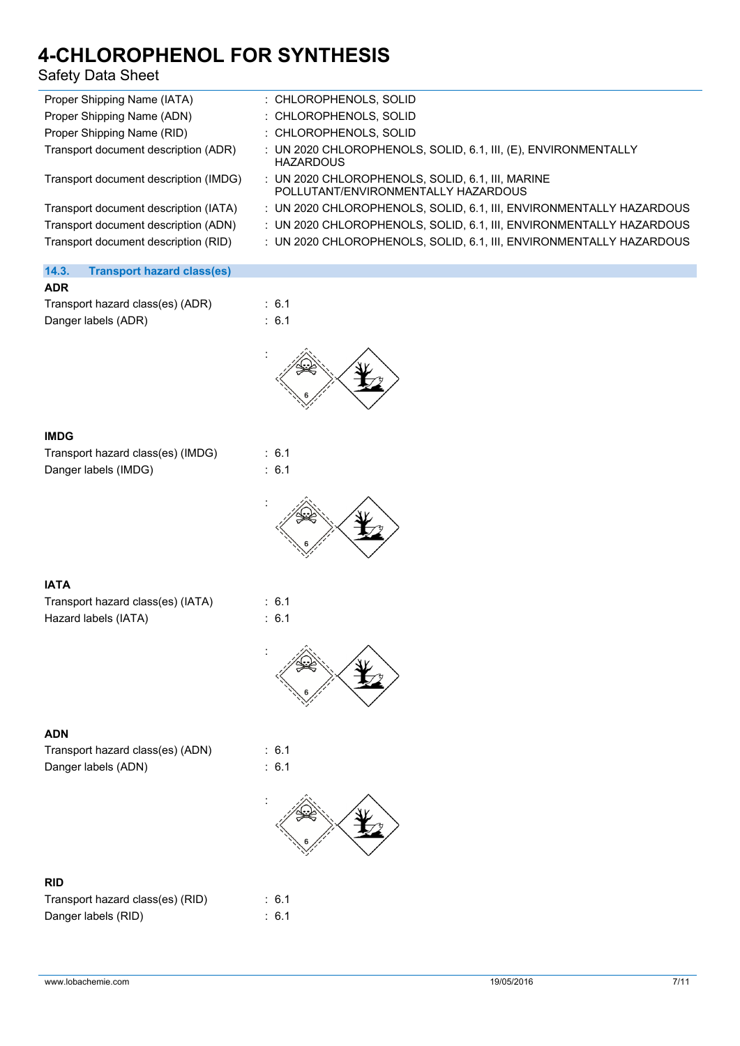| | |
|---|---|
| Proper Shipping Name (IATA) | : CHLOROPHENOLS, SOLID |
| Proper Shipping Name (ADN) | : CHLOROPHENOLS, SOLID |
| Proper Shipping Name (RID) | : CHLOROPHENOLS, SOLID |
| Transport document description (ADR) | : UN 2020 CHLOROPHENOLS, SOLID, 6.1, III, (E), ENVIRONMENTALLY HAZARDOUS |
| Transport document description (IMDG) | : UN 2020 CHLOROPHENOLS, SOLID, 6.1, III, MARINE POLLUTANT/ENVIRONMENTALLY HAZARDOUS |
| Transport document description (IATA) | : UN 2020 CHLOROPHENOLS, SOLID, 6.1, III, ENVIRONMENTALLY HAZARDOUS |
| Transport document description (ADN) | : UN 2020 CHLOROPHENOLS, SOLID, 6.1, III, ENVIRONMENTALLY HAZARDOUS |
| Transport document description (RID) | : UN 2020 CHLOROPHENOLS, SOLID, 6.1, III, ENVIRONMENTALLY HAZARDOUS |

## 14.3. Transport hazard class(es)

**ADR**

| | |
|---|---|
| Transport hazard class(es) (ADR) | : 6.1 |
| Danger labels (ADR) | : 6.1 |

**IMDG**

| | |
|---|---|
| Transport hazard class(es) (IMDG) | : 6.1 |
| Danger labels (IMDG) | : 6.1 |

**IATA**

| | |
|---|---|
| Transport hazard class(es) (IATA) | : 6.1 |
| Hazard labels (IATA) | : 6.1 |

**ADN**

| | |
|---|---|
| Transport hazard class(es) (ADN) | : 6.1 |
| Danger labels (ADN) | : 6.1 |

**RID**

| | |
|---|---|
| Transport hazard class(es) (RID) | : 6.1 |
| Danger labels (RID) | : 6.1 |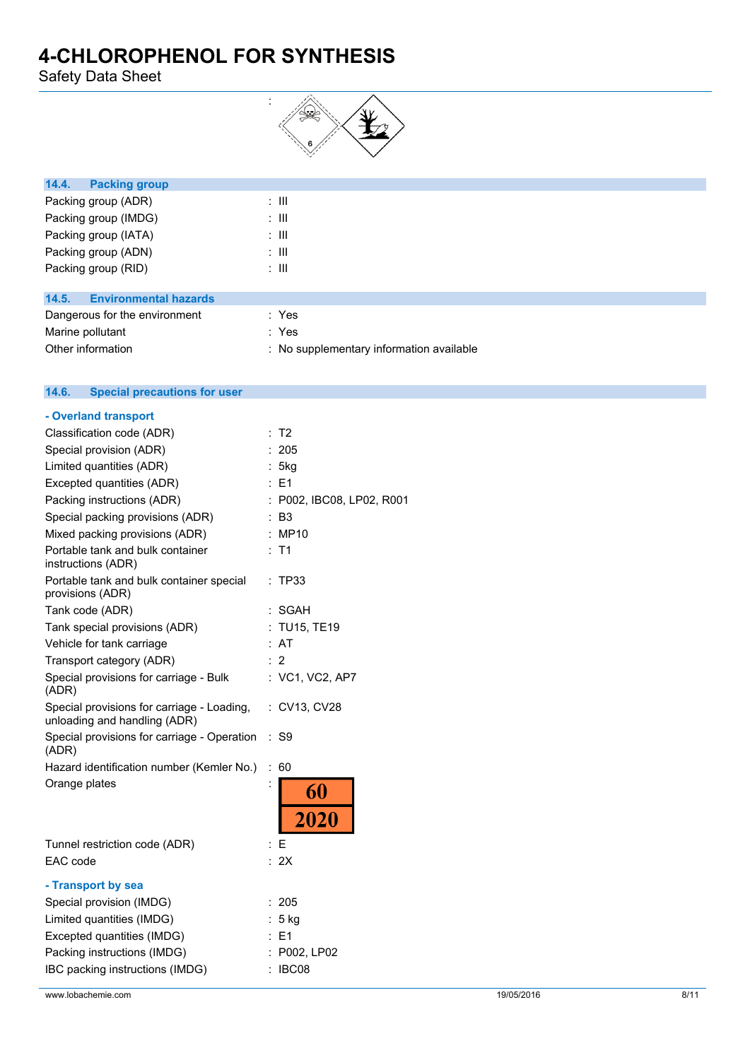:

### 14.4. Packing group

| | |
|---|---|
| Packing group (ADR) | : III |
| Packing group (IMDG) | : III |
| Packing group (IATA) | : III |
| Packing group (ADN) | : III |
| Packing group (RID) | : III |

### 14.5. Environmental hazards

| | |
|---|---|
| Dangerous for the environment | : Yes |
| Marine pollutant | : Yes |
| Other information | : No supplementary information available |

### 14.6. Special precautions for user

#### - Overland transport

| | |
|---|---|
| Classification code (ADR) | : T2 |
| Special provision (ADR) | : 205 |
| Limited quantities (ADR) | : 5kg |
| Excepted quantities (ADR) | : E1 |
| Packing instructions (ADR) | : P002, IBC08, LP02, R001 |
| Special packing provisions (ADR) | : B3 |
| Mixed packing provisions (ADR) | : MP10 |
| Portable tank and bulk container instructions (ADR) | : T1 |
| Portable tank and bulk container special provisions (ADR) | : TP33 |
| Tank code (ADR) | : SGAH |
| Tank special provisions (ADR) | : TU15, TE19 |
| Vehicle for tank carriage | : AT |
| Transport category (ADR) | : 2 |
| Special provisions for carriage - Bulk (ADR) | : VC1, VC2, AP7 |
| Special provisions for carriage - Loading, unloading and handling (ADR) | : CV13, CV28 |
| Special provisions for carriage - Operation (ADR) | : S9 |
| Hazard identification number (Kemler No.) | : 60 |
| Orange plates | : 60 / 2020 |
| Tunnel restriction code (ADR) | : E |
| EAC code | : 2X |

#### - Transport by sea

| | |
|---|---|
| Special provision (IMDG) | : 205 |
| Limited quantities (IMDG) | : 5 kg |
| Excepted quantities (IMDG) | : E1 |
| Packing instructions (IMDG) | : P002, LP02 |
| IBC packing instructions (IMDG) | : IBC08 |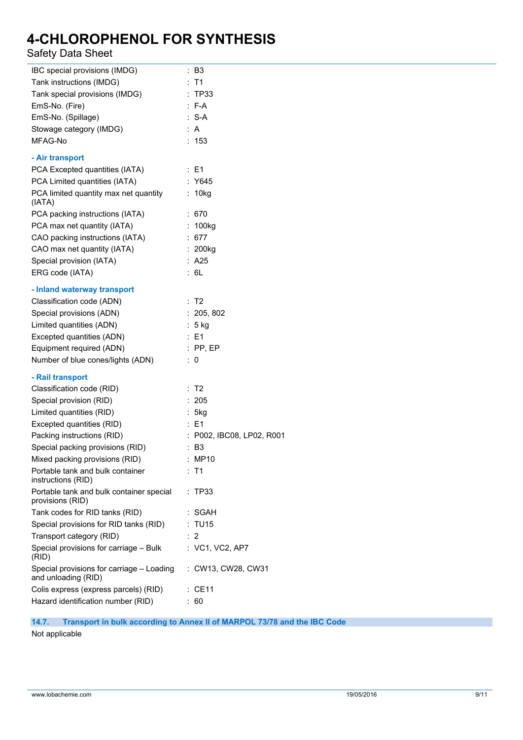| | |
|---|---|
| IBC special provisions (IMDG) | : B3 |
| Tank instructions (IMDG) | : T1 |
| Tank special provisions (IMDG) | : TP33 |
| EmS-No. (Fire) | : F-A |
| EmS-No. (Spillage) | : S-A |
| Stowage category (IMDG) | : A |
| MFAG-No | : 153 |

**- Air transport**

| | |
|---|---|
| PCA Excepted quantities (IATA) | : E1 |
| PCA Limited quantities (IATA) | : Y645 |
| PCA limited quantity max net quantity (IATA) | : 10kg |
| PCA packing instructions (IATA) | : 670 |
| PCA max net quantity (IATA) | : 100kg |
| CAO packing instructions (IATA) | : 677 |
| CAO max net quantity (IATA) | : 200kg |
| Special provision (IATA) | : A25 |
| ERG code (IATA) | : 6L |

**- Inland waterway transport**

| | |
|---|---|
| Classification code (ADN) | : T2 |
| Special provisions (ADN) | : 205, 802 |
| Limited quantities (ADN) | : 5 kg |
| Excepted quantities (ADN) | : E1 |
| Equipment required (ADN) | : PP, EP |
| Number of blue cones/lights (ADN) | : 0 |

**- Rail transport**

| | |
|---|---|
| Classification code (RID) | : T2 |
| Special provision (RID) | : 205 |
| Limited quantities (RID) | : 5kg |
| Excepted quantities (RID) | : E1 |
| Packing instructions (RID) | : P002, IBC08, LP02, R001 |
| Special packing provisions (RID) | : B3 |
| Mixed packing provisions (RID) | : MP10 |
| Portable tank and bulk container instructions (RID) | : T1 |
| Portable tank and bulk container special provisions (RID) | : TP33 |
| Tank codes for RID tanks (RID) | : SGAH |
| Special provisions for RID tanks (RID) | : TU15 |
| Transport category (RID) | : 2 |
| Special provisions for carriage – Bulk (RID) | : VC1, VC2, AP7 |
| Special provisions for carriage – Loading and unloading (RID) | : CW13, CW28, CW31 |
| Colis express (express parcels) (RID) | : CE11 |
| Hazard identification number (RID) | : 60 |

## 14.7. Transport in bulk according to Annex II of MARPOL 73/78 and the IBC Code

Not applicable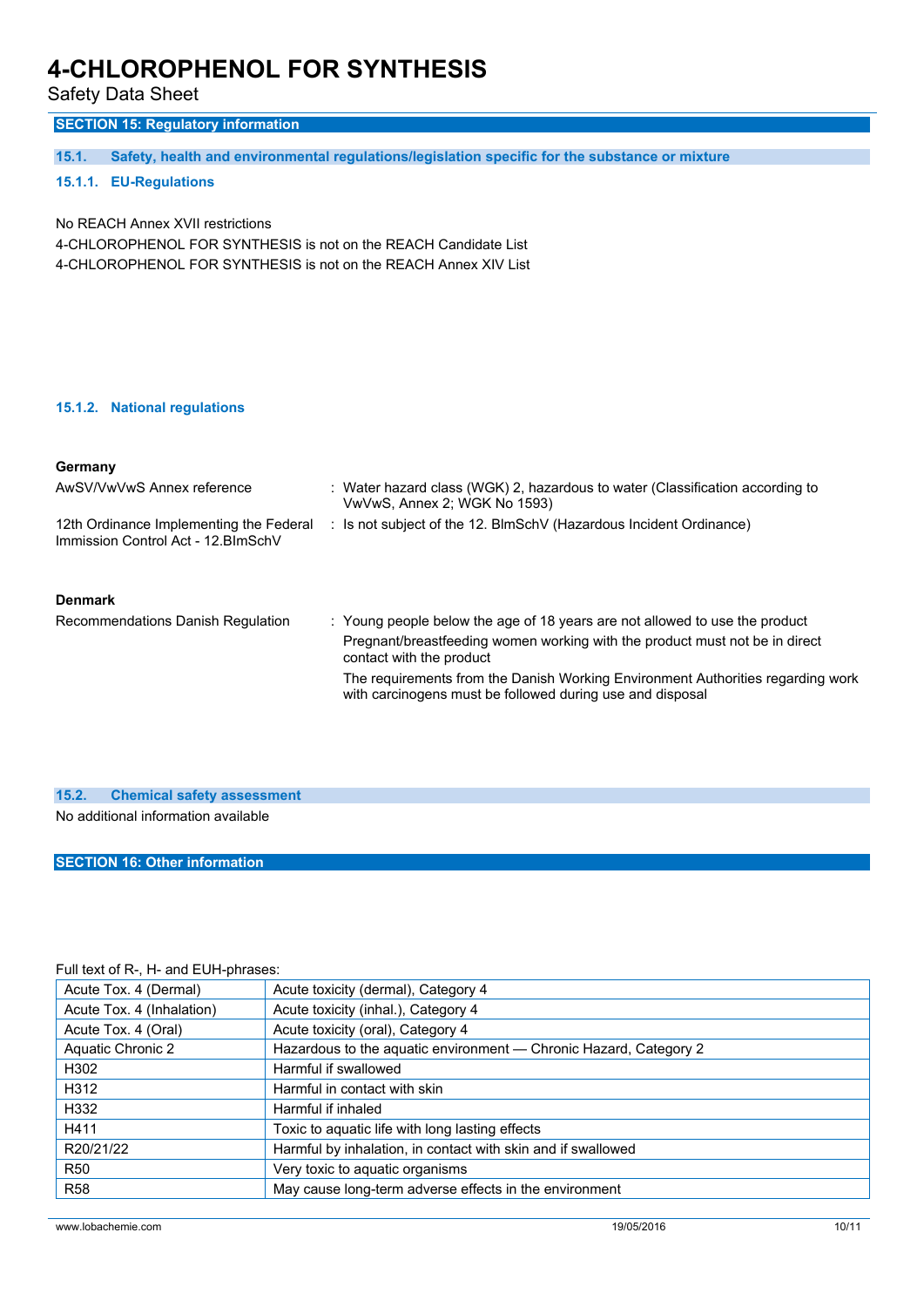## SECTION 15: Regulatory information

### 15.1. Safety, health and environmental regulations/legislation specific for the substance or mixture

#### 15.1.1. EU-Regulations

No REACH Annex XVII restrictions
4-CHLOROPHENOL FOR SYNTHESIS is not on the REACH Candidate List
4-CHLOROPHENOL FOR SYNTHESIS is not on the REACH Annex XIV List

#### 15.1.2. National regulations

**Germany**

| | |
|---|---|
| AwSV/VwVwS Annex reference | : Water hazard class (WGK) 2, hazardous to water (Classification according to VwVwS, Annex 2; WGK No 1593) |
| 12th Ordinance Implementing the Federal Immission Control Act - 12.BImSchV | : Is not subject of the 12. BlmSchV (Hazardous Incident Ordinance) |

**Denmark**

Recommendations Danish Regulation : Young people below the age of 18 years are not allowed to use the product
Pregnant/breastfeeding women working with the product must not be in direct contact with the product
The requirements from the Danish Working Environment Authorities regarding work with carcinogens must be followed during use and disposal

### 15.2. Chemical safety assessment

No additional information available

## SECTION 16: Other information

Full text of R-, H- and EUH-phrases:

| | |
|---|---|
| Acute Tox. 4 (Dermal) | Acute toxicity (dermal), Category 4 |
| Acute Tox. 4 (Inhalation) | Acute toxicity (inhal.), Category 4 |
| Acute Tox. 4 (Oral) | Acute toxicity (oral), Category 4 |
| Aquatic Chronic 2 | Hazardous to the aquatic environment — Chronic Hazard, Category 2 |
| H302 | Harmful if swallowed |
| H312 | Harmful in contact with skin |
| H332 | Harmful if inhaled |
| H411 | Toxic to aquatic life with long lasting effects |
| R20/21/22 | Harmful by inhalation, in contact with skin and if swallowed |
| R50 | Very toxic to aquatic organisms |
| R58 | May cause long-term adverse effects in the environment |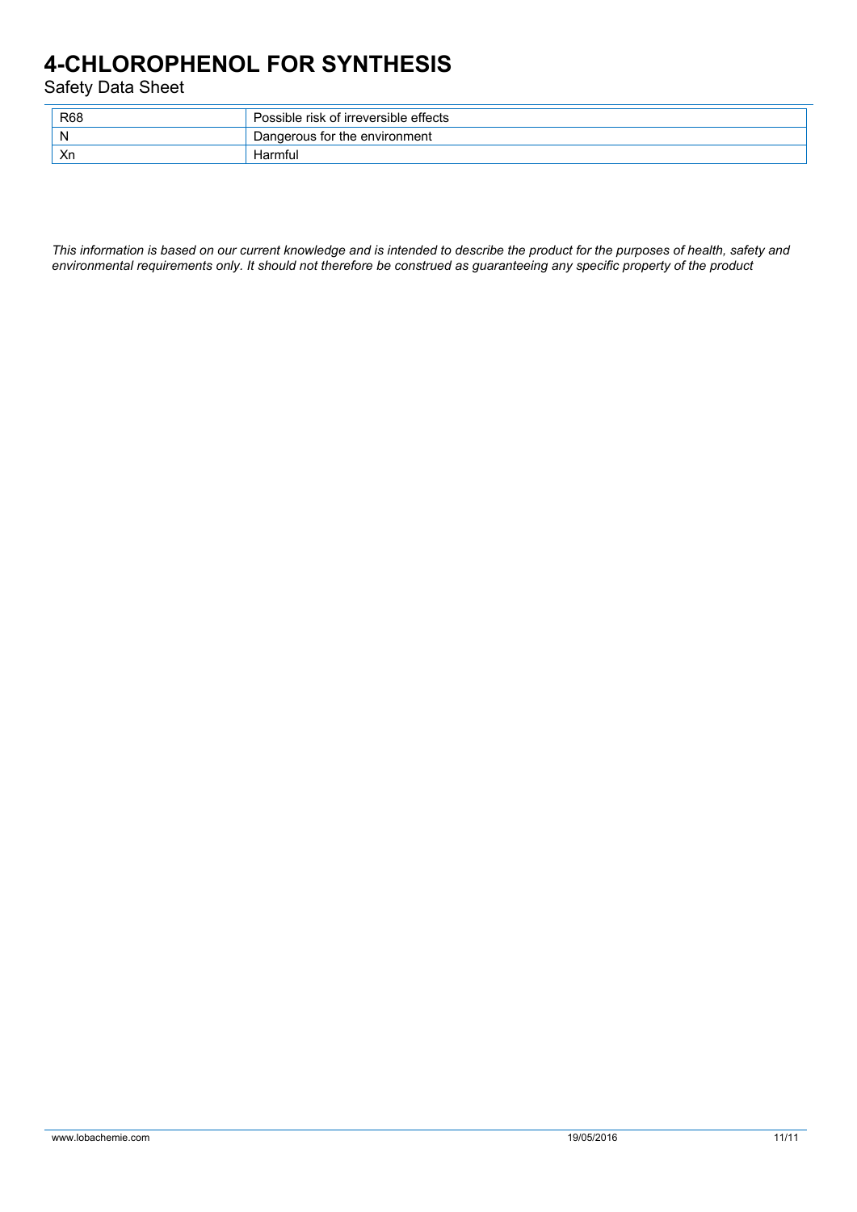| | |
|---|---|
| R68 | Possible risk of irreversible effects |
| N | Dangerous for the environment |
| Xn | Harmful |

*This information is based on our current knowledge and is intended to describe the product for the purposes of health, safety and environmental requirements only. It should not therefore be construed as guaranteeing any specific property of the product*